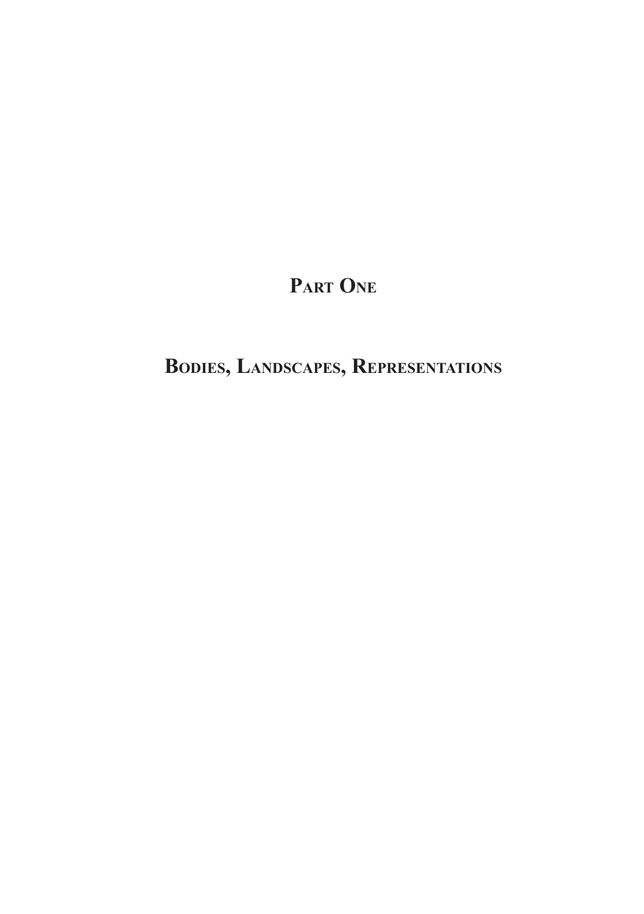# Part One

# Bodies, Landscapes, Representations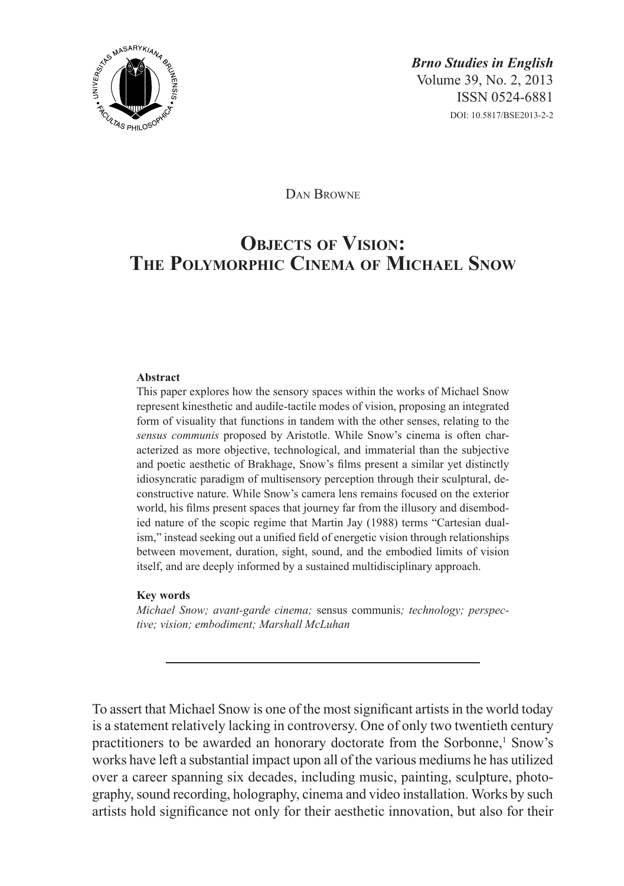# Dan Browne

# Objects of Vision: The Polymorphic Cinema of Michael Snow

**Abstract**

This paper explores how the sensory spaces within the works of Michael Snow represent kinesthetic and audile-tactile modes of vision, proposing an integrated form of visuality that functions in tandem with the other senses, relating to the *sensus communis* proposed by Aristotle. While Snow's cinema is often characterized as more objective, technological, and immaterial than the subjective and poetic aesthetic of Brakhage, Snow's films present a similar yet distinctly idiosyncratic paradigm of multisensory perception through their sculptural, deconstructive nature. While Snow's camera lens remains focused on the exterior world, his films present spaces that journey far from the illusory and disembodied nature of the scopic regime that Martin Jay (1988) terms "Cartesian dualism," instead seeking out a unified field of energetic vision through relationships between movement, duration, sight, sound, and the embodied limits of vision itself, and are deeply informed by a sustained multidisciplinary approach.

**Key words**

*Michael Snow; avant-garde cinema;* sensus communis*; technology; perspective; vision; embodiment; Marshall McLuhan*

---

To assert that Michael Snow is one of the most significant artists in the world today is a statement relatively lacking in controversy. One of only two twentieth century practitioners to be awarded an honorary doctorate from the Sorbonne,[1] Snow's works have left a substantial impact upon all of the various mediums he has utilized over a career spanning six decades, including music, painting, sculpture, photography, sound recording, holography, cinema and video installation. Works by such artists hold significance not only for their aesthetic innovation, but also for their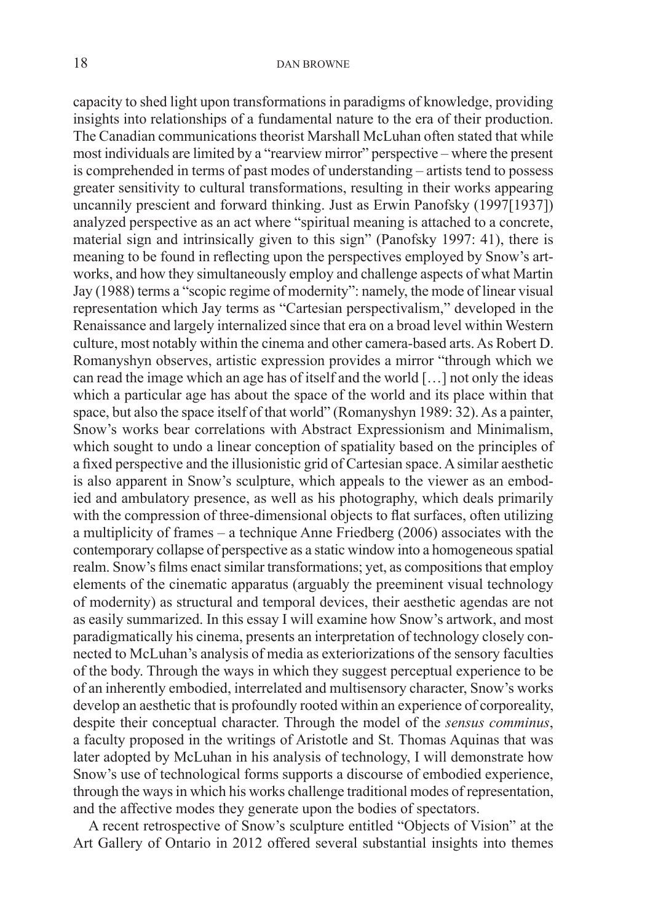capacity to shed light upon transformations in paradigms of knowledge, providing insights into relationships of a fundamental nature to the era of their production. The Canadian communications theorist Marshall McLuhan often stated that while most individuals are limited by a "rearview mirror" perspective – where the present is comprehended in terms of past modes of understanding – artists tend to possess greater sensitivity to cultural transformations, resulting in their works appearing uncannily prescient and forward thinking. Just as Erwin Panofsky (1997[1937]) analyzed perspective as an act where "spiritual meaning is attached to a concrete, material sign and intrinsically given to this sign" (Panofsky 1997: 41), there is meaning to be found in reflecting upon the perspectives employed by Snow's artworks, and how they simultaneously employ and challenge aspects of what Martin Jay (1988) terms a "scopic regime of modernity": namely, the mode of linear visual representation which Jay terms as "Cartesian perspectivalism," developed in the Renaissance and largely internalized since that era on a broad level within Western culture, most notably within the cinema and other camera-based arts. As Robert D. Romanyshyn observes, artistic expression provides a mirror "through which we can read the image which an age has of itself and the world […] not only the ideas which a particular age has about the space of the world and its place within that space, but also the space itself of that world" (Romanyshyn 1989: 32). As a painter, Snow's works bear correlations with Abstract Expressionism and Minimalism, which sought to undo a linear conception of spatiality based on the principles of a fixed perspective and the illusionistic grid of Cartesian space. A similar aesthetic is also apparent in Snow's sculpture, which appeals to the viewer as an embodied and ambulatory presence, as well as his photography, which deals primarily with the compression of three-dimensional objects to flat surfaces, often utilizing a multiplicity of frames – a technique Anne Friedberg (2006) associates with the contemporary collapse of perspective as a static window into a homogeneous spatial realm. Snow's films enact similar transformations; yet, as compositions that employ elements of the cinematic apparatus (arguably the preeminent visual technology of modernity) as structural and temporal devices, their aesthetic agendas are not as easily summarized. In this essay I will examine how Snow's artwork, and most paradigmatically his cinema, presents an interpretation of technology closely connected to McLuhan's analysis of media as exteriorizations of the sensory faculties of the body. Through the ways in which they suggest perceptual experience to be of an inherently embodied, interrelated and multisensory character, Snow's works develop an aesthetic that is profoundly rooted within an experience of corporeality, despite their conceptual character. Through the model of the *sensus comminus*, a faculty proposed in the writings of Aristotle and St. Thomas Aquinas that was later adopted by McLuhan in his analysis of technology, I will demonstrate how Snow's use of technological forms supports a discourse of embodied experience, through the ways in which his works challenge traditional modes of representation, and the affective modes they generate upon the bodies of spectators.

A recent retrospective of Snow's sculpture entitled "Objects of Vision" at the Art Gallery of Ontario in 2012 offered several substantial insights into themes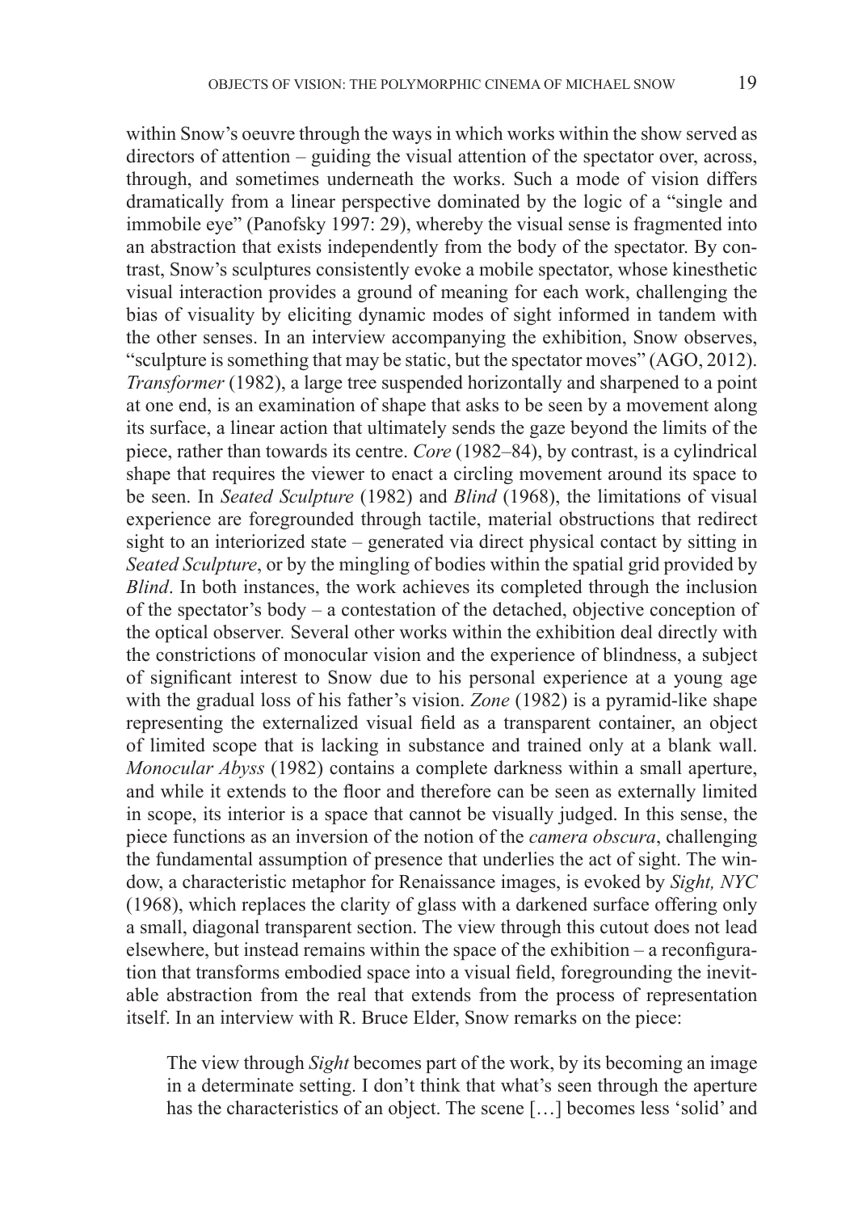within Snow's oeuvre through the ways in which works within the show served as directors of attention – guiding the visual attention of the spectator over, across, through, and sometimes underneath the works. Such a mode of vision differs dramatically from a linear perspective dominated by the logic of a "single and immobile eye" (Panofsky 1997: 29), whereby the visual sense is fragmented into an abstraction that exists independently from the body of the spectator. By contrast, Snow's sculptures consistently evoke a mobile spectator, whose kinesthetic visual interaction provides a ground of meaning for each work, challenging the bias of visuality by eliciting dynamic modes of sight informed in tandem with the other senses. In an interview accompanying the exhibition, Snow observes, "sculpture is something that may be static, but the spectator moves" (AGO, 2012). *Transformer* (1982), a large tree suspended horizontally and sharpened to a point at one end, is an examination of shape that asks to be seen by a movement along its surface, a linear action that ultimately sends the gaze beyond the limits of the piece, rather than towards its centre. *Core* (1982–84), by contrast, is a cylindrical shape that requires the viewer to enact a circling movement around its space to be seen. In *Seated Sculpture* (1982) and *Blind* (1968), the limitations of visual experience are foregrounded through tactile, material obstructions that redirect sight to an interiorized state – generated via direct physical contact by sitting in *Seated Sculpture*, or by the mingling of bodies within the spatial grid provided by *Blind*. In both instances, the work achieves its completed through the inclusion of the spectator's body – a contestation of the detached, objective conception of the optical observer. Several other works within the exhibition deal directly with the constrictions of monocular vision and the experience of blindness, a subject of significant interest to Snow due to his personal experience at a young age with the gradual loss of his father's vision. *Zone* (1982) is a pyramid-like shape representing the externalized visual field as a transparent container, an object of limited scope that is lacking in substance and trained only at a blank wall. *Monocular Abyss* (1982) contains a complete darkness within a small aperture, and while it extends to the floor and therefore can be seen as externally limited in scope, its interior is a space that cannot be visually judged. In this sense, the piece functions as an inversion of the notion of the *camera obscura*, challenging the fundamental assumption of presence that underlies the act of sight. The window, a characteristic metaphor for Renaissance images, is evoked by *Sight, NYC* (1968), which replaces the clarity of glass with a darkened surface offering only a small, diagonal transparent section. The view through this cutout does not lead elsewhere, but instead remains within the space of the exhibition – a reconfiguration that transforms embodied space into a visual field, foregrounding the inevitable abstraction from the real that extends from the process of representation itself. In an interview with R. Bruce Elder, Snow remarks on the piece:

> The view through *Sight* becomes part of the work, by its becoming an image in a determinate setting. I don't think that what's seen through the aperture has the characteristics of an object. The scene […] becomes less 'solid' and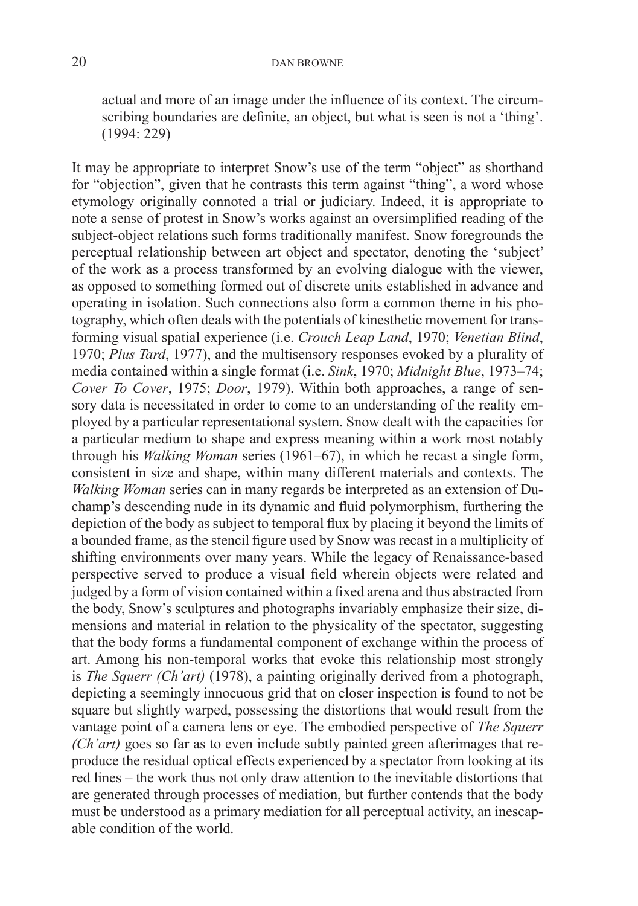> actual and more of an image under the influence of its context. The circumscribing boundaries are definite, an object, but what is seen is not a 'thing'. (1994: 229)

It may be appropriate to interpret Snow's use of the term "object" as shorthand for "objection", given that he contrasts this term against "thing", a word whose etymology originally connoted a trial or judiciary. Indeed, it is appropriate to note a sense of protest in Snow's works against an oversimplified reading of the subject-object relations such forms traditionally manifest. Snow foregrounds the perceptual relationship between art object and spectator, denoting the 'subject' of the work as a process transformed by an evolving dialogue with the viewer, as opposed to something formed out of discrete units established in advance and operating in isolation. Such connections also form a common theme in his photography, which often deals with the potentials of kinesthetic movement for transforming visual spatial experience (i.e. *Crouch Leap Land*, 1970; *Venetian Blind*, 1970; *Plus Tard*, 1977), and the multisensory responses evoked by a plurality of media contained within a single format (i.e. *Sink*, 1970; *Midnight Blue*, 1973–74; *Cover To Cover*, 1975; *Door*, 1979). Within both approaches, a range of sensory data is necessitated in order to come to an understanding of the reality employed by a particular representational system. Snow dealt with the capacities for a particular medium to shape and express meaning within a work most notably through his *Walking Woman* series (1961–67), in which he recast a single form, consistent in size and shape, within many different materials and contexts. The *Walking Woman* series can in many regards be interpreted as an extension of Duchamp's descending nude in its dynamic and fluid polymorphism, furthering the depiction of the body as subject to temporal flux by placing it beyond the limits of a bounded frame, as the stencil figure used by Snow was recast in a multiplicity of shifting environments over many years. While the legacy of Renaissance-based perspective served to produce a visual field wherein objects were related and judged by a form of vision contained within a fixed arena and thus abstracted from the body, Snow's sculptures and photographs invariably emphasize their size, dimensions and material in relation to the physicality of the spectator, suggesting that the body forms a fundamental component of exchange within the process of art. Among his non-temporal works that evoke this relationship most strongly is *The Squerr (Ch'art)* (1978), a painting originally derived from a photograph, depicting a seemingly innocuous grid that on closer inspection is found to not be square but slightly warped, possessing the distortions that would result from the vantage point of a camera lens or eye. The embodied perspective of *The Squerr (Ch'art)* goes so far as to even include subtly painted green afterimages that reproduce the residual optical effects experienced by a spectator from looking at its red lines – the work thus not only draw attention to the inevitable distortions that are generated through processes of mediation, but further contends that the body must be understood as a primary mediation for all perceptual activity, an inescapable condition of the world.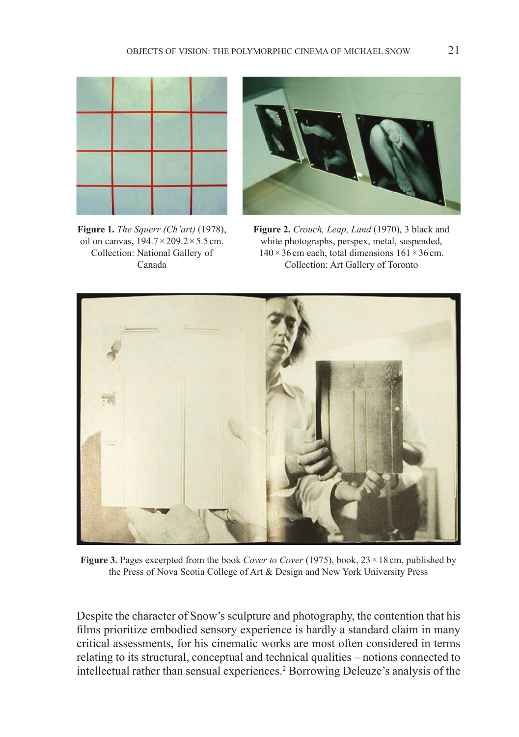**Figure 1.** *The Squerr (Ch'art)* (1978), oil on canvas, 194.7 × 209.2 × 5.5 cm. Collection: National Gallery of Canada

**Figure 2.** *Crouch, Leap, Land* (1970), 3 black and white photographs, perspex, metal, suspended, 140 × 36 cm each, total dimensions 161 × 36 cm. Collection: Art Gallery of Toronto

**Figure 3.** Pages excerpted from the book *Cover to Cover* (1975), book, 23 × 18 cm, published by the Press of Nova Scotia College of Art & Design and New York University Press

Despite the character of Snow's sculpture and photography, the contention that his films prioritize embodied sensory experience is hardly a standard claim in many critical assessments, for his cinematic works are most often considered in terms relating to its structural, conceptual and technical qualities – notions connected to intellectual rather than sensual experiences.[2] Borrowing Deleuze's analysis of the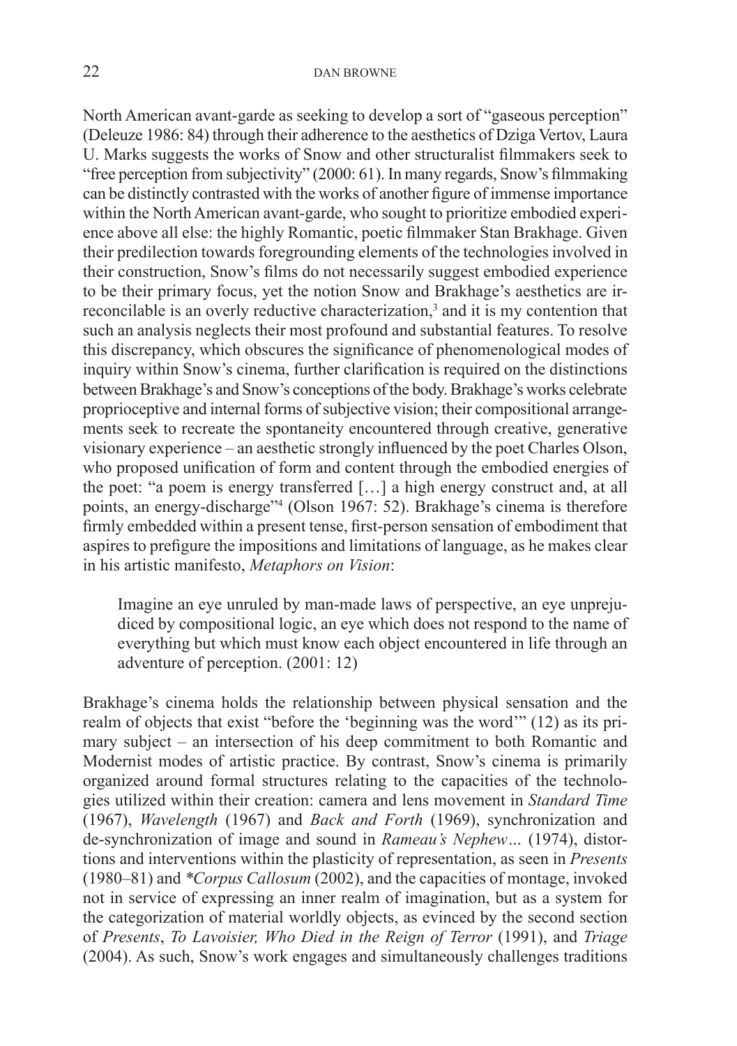North American avant-garde as seeking to develop a sort of "gaseous perception" (Deleuze 1986: 84) through their adherence to the aesthetics of Dziga Vertov, Laura U. Marks suggests the works of Snow and other structuralist filmmakers seek to "free perception from subjectivity" (2000: 61). In many regards, Snow's filmmaking can be distinctly contrasted with the works of another figure of immense importance within the North American avant-garde, who sought to prioritize embodied experience above all else: the highly Romantic, poetic filmmaker Stan Brakhage. Given their predilection towards foregrounding elements of the technologies involved in their construction, Snow's films do not necessarily suggest embodied experience to be their primary focus, yet the notion Snow and Brakhage's aesthetics are irreconcilable is an overly reductive characterization,[3] and it is my contention that such an analysis neglects their most profound and substantial features. To resolve this discrepancy, which obscures the significance of phenomenological modes of inquiry within Snow's cinema, further clarification is required on the distinctions between Brakhage's and Snow's conceptions of the body. Brakhage's works celebrate proprioceptive and internal forms of subjective vision; their compositional arrangements seek to recreate the spontaneity encountered through creative, generative visionary experience – an aesthetic strongly influenced by the poet Charles Olson, who proposed unification of form and content through the embodied energies of the poet: "a poem is energy transferred […] a high energy construct and, at all points, an energy-discharge"[4] (Olson 1967: 52). Brakhage's cinema is therefore firmly embedded within a present tense, first-person sensation of embodiment that aspires to prefigure the impositions and limitations of language, as he makes clear in his artistic manifesto, *Metaphors on Vision*:

> Imagine an eye unruled by man-made laws of perspective, an eye unprejudiced by compositional logic, an eye which does not respond to the name of everything but which must know each object encountered in life through an adventure of perception. (2001: 12)

Brakhage's cinema holds the relationship between physical sensation and the realm of objects that exist "before the 'beginning was the word'" (12) as its primary subject – an intersection of his deep commitment to both Romantic and Modernist modes of artistic practice. By contrast, Snow's cinema is primarily organized around formal structures relating to the capacities of the technologies utilized within their creation: camera and lens movement in *Standard Time* (1967), *Wavelength* (1967) and *Back and Forth* (1969), synchronization and de-synchronization of image and sound in *Rameau's Nephew…* (1974), distortions and interventions within the plasticity of representation, as seen in *Presents* (1980–81) and *\*Corpus Callosum* (2002), and the capacities of montage, invoked not in service of expressing an inner realm of imagination, but as a system for the categorization of material worldly objects, as evinced by the second section of *Presents*, *To Lavoisier, Who Died in the Reign of Terror* (1991), and *Triage* (2004). As such, Snow's work engages and simultaneously challenges traditions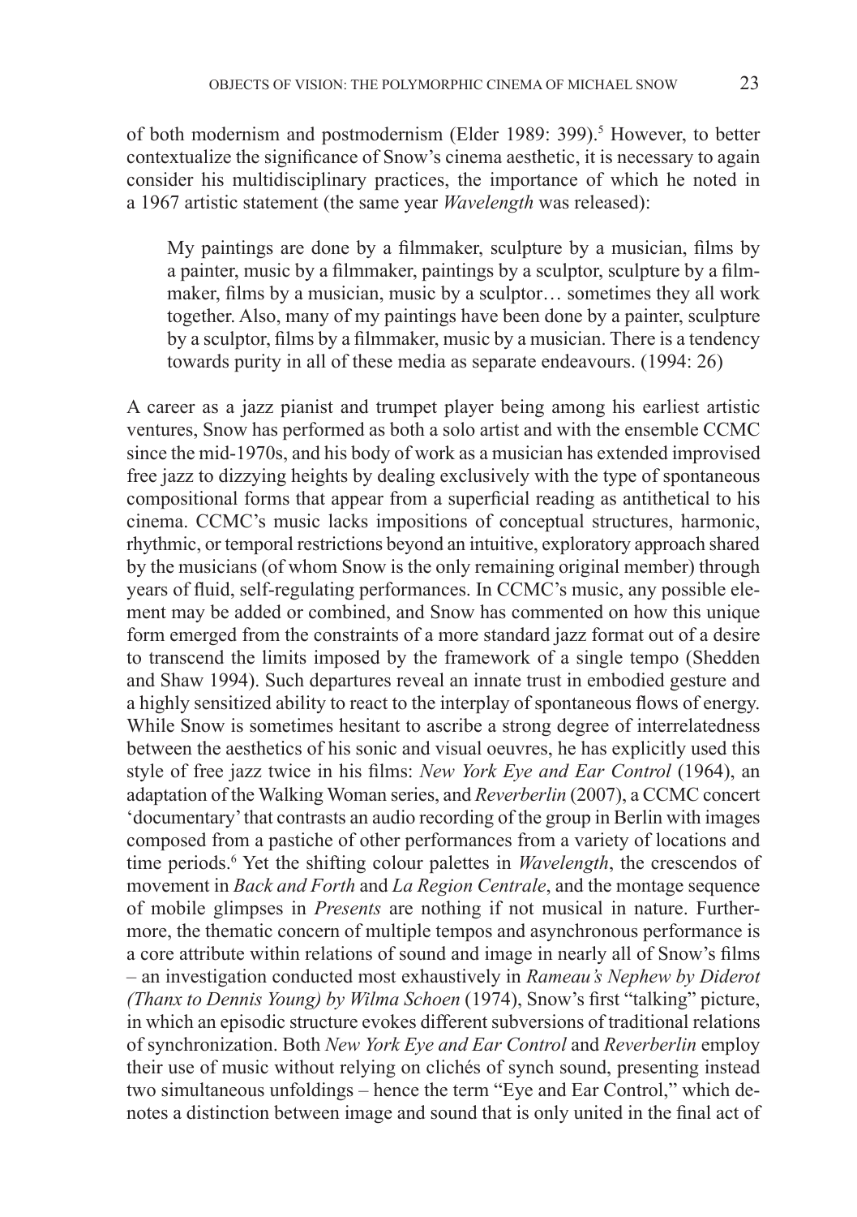of both modernism and postmodernism (Elder 1989: 399).[5] However, to better contextualize the significance of Snow's cinema aesthetic, it is necessary to again consider his multidisciplinary practices, the importance of which he noted in a 1967 artistic statement (the same year *Wavelength* was released):

> My paintings are done by a filmmaker, sculpture by a musician, films by a painter, music by a filmmaker, paintings by a sculptor, sculpture by a filmmaker, films by a musician, music by a sculptor… sometimes they all work together. Also, many of my paintings have been done by a painter, sculpture by a sculptor, films by a filmmaker, music by a musician. There is a tendency towards purity in all of these media as separate endeavours. (1994: 26)

A career as a jazz pianist and trumpet player being among his earliest artistic ventures, Snow has performed as both a solo artist and with the ensemble CCMC since the mid-1970s, and his body of work as a musician has extended improvised free jazz to dizzying heights by dealing exclusively with the type of spontaneous compositional forms that appear from a superficial reading as antithetical to his cinema. CCMC's music lacks impositions of conceptual structures, harmonic, rhythmic, or temporal restrictions beyond an intuitive, exploratory approach shared by the musicians (of whom Snow is the only remaining original member) through years of fluid, self-regulating performances. In CCMC's music, any possible element may be added or combined, and Snow has commented on how this unique form emerged from the constraints of a more standard jazz format out of a desire to transcend the limits imposed by the framework of a single tempo (Shedden and Shaw 1994). Such departures reveal an innate trust in embodied gesture and a highly sensitized ability to react to the interplay of spontaneous flows of energy. While Snow is sometimes hesitant to ascribe a strong degree of interrelatedness between the aesthetics of his sonic and visual oeuvres, he has explicitly used this style of free jazz twice in his films: *New York Eye and Ear Control* (1964), an adaptation of the Walking Woman series, and *Reverberlin* (2007), a CCMC concert 'documentary' that contrasts an audio recording of the group in Berlin with images composed from a pastiche of other performances from a variety of locations and time periods.[6] Yet the shifting colour palettes in *Wavelength*, the crescendos of movement in *Back and Forth* and *La Region Centrale*, and the montage sequence of mobile glimpses in *Presents* are nothing if not musical in nature. Furthermore, the thematic concern of multiple tempos and asynchronous performance is a core attribute within relations of sound and image in nearly all of Snow's films – an investigation conducted most exhaustively in *Rameau's Nephew by Diderot (Thanx to Dennis Young) by Wilma Schoen* (1974), Snow's first "talking" picture, in which an episodic structure evokes different subversions of traditional relations of synchronization. Both *New York Eye and Ear Control* and *Reverberlin* employ their use of music without relying on clichés of synch sound, presenting instead two simultaneous unfoldings – hence the term "Eye and Ear Control," which denotes a distinction between image and sound that is only united in the final act of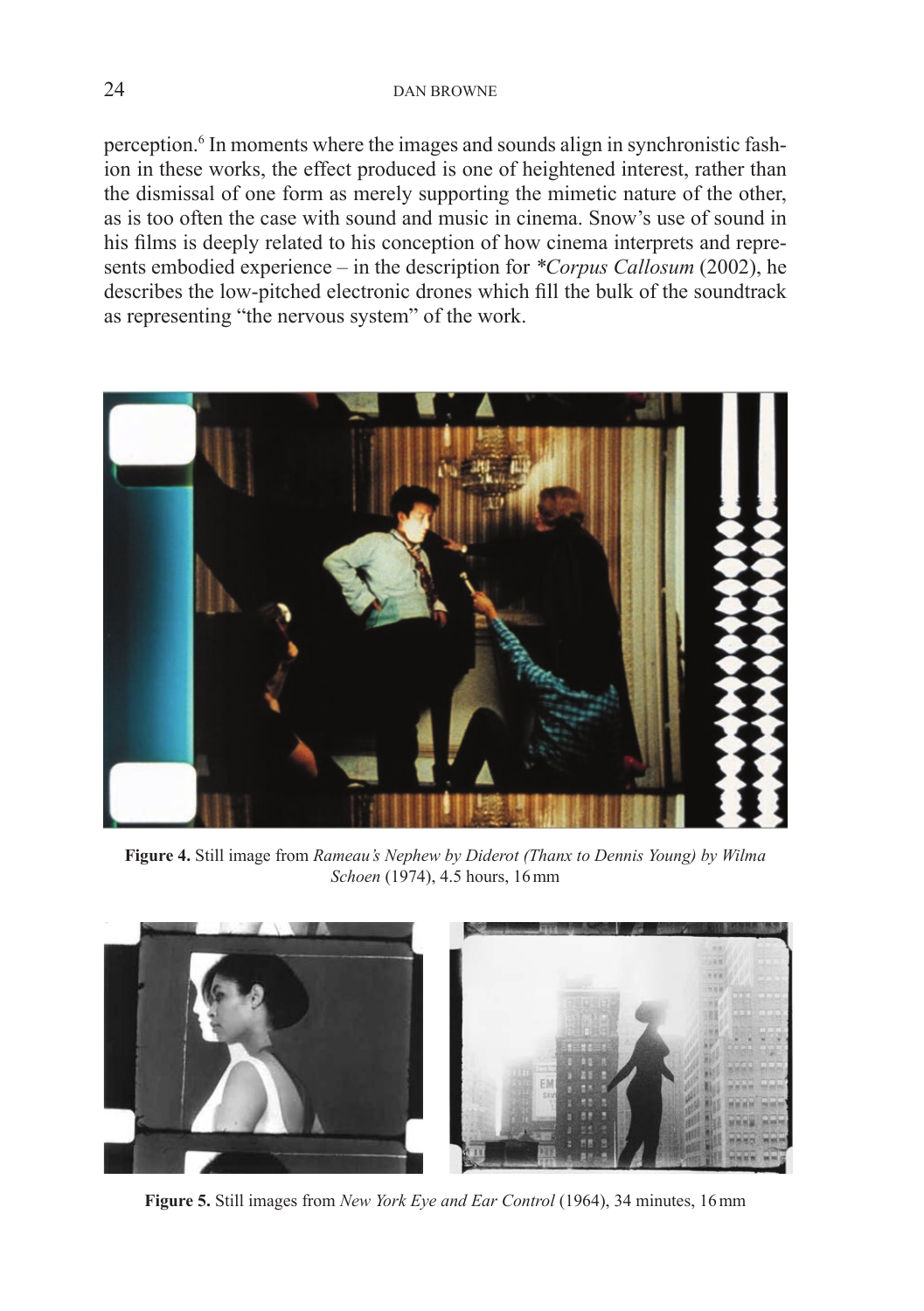perception.[6] In moments where the images and sounds align in synchronistic fashion in these works, the effect produced is one of heightened interest, rather than the dismissal of one form as merely supporting the mimetic nature of the other, as is too often the case with sound and music in cinema. Snow's use of sound in his films is deeply related to his conception of how cinema interprets and represents embodied experience – in the description for *\*Corpus Callosum* (2002), he describes the low-pitched electronic drones which fill the bulk of the soundtrack as representing "the nervous system" of the work.

**Figure 4.** Still image from *Rameau's Nephew by Diderot (Thanx to Dennis Young) by Wilma Schoen* (1974), 4.5 hours, 16 mm

**Figure 5.** Still images from *New York Eye and Ear Control* (1964), 34 minutes, 16 mm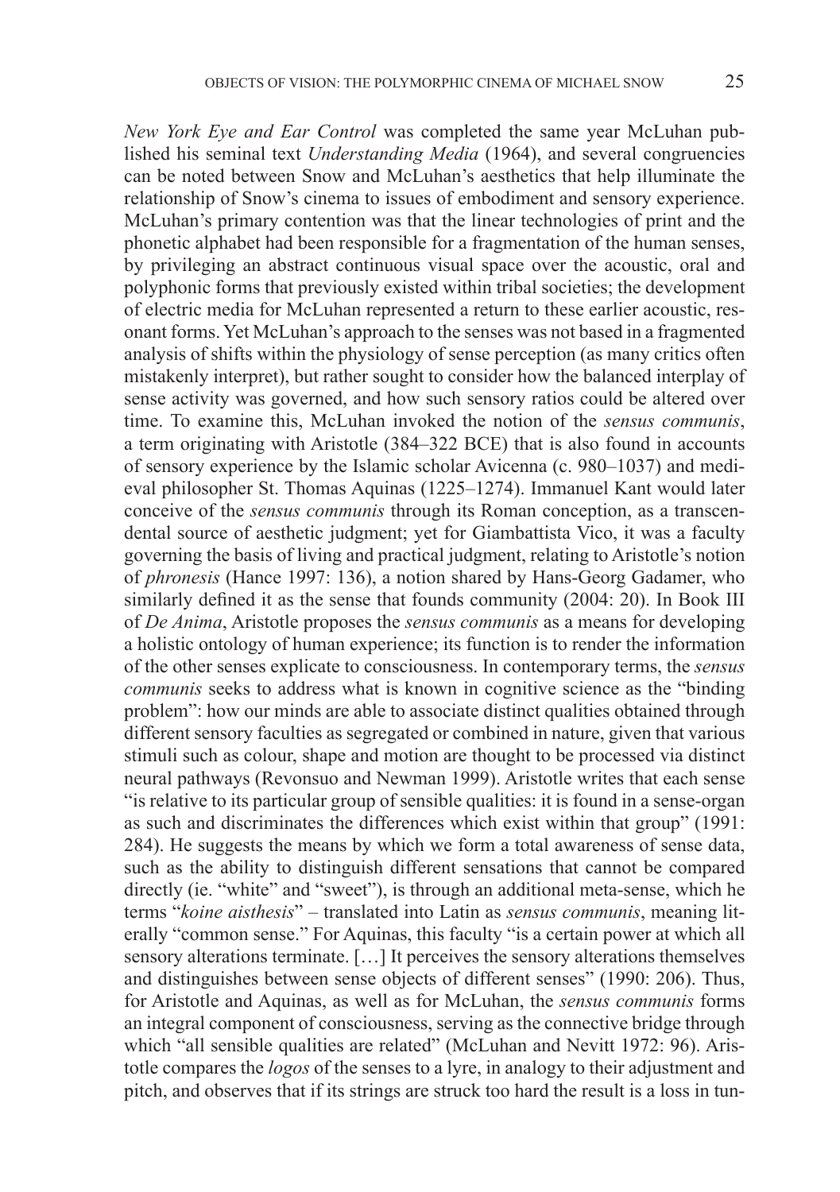*New York Eye and Ear Control* was completed the same year McLuhan published his seminal text *Understanding Media* (1964), and several congruencies can be noted between Snow and McLuhan's aesthetics that help illuminate the relationship of Snow's cinema to issues of embodiment and sensory experience. McLuhan's primary contention was that the linear technologies of print and the phonetic alphabet had been responsible for a fragmentation of the human senses, by privileging an abstract continuous visual space over the acoustic, oral and polyphonic forms that previously existed within tribal societies; the development of electric media for McLuhan represented a return to these earlier acoustic, resonant forms. Yet McLuhan's approach to the senses was not based in a fragmented analysis of shifts within the physiology of sense perception (as many critics often mistakenly interpret), but rather sought to consider how the balanced interplay of sense activity was governed, and how such sensory ratios could be altered over time. To examine this, McLuhan invoked the notion of the *sensus communis*, a term originating with Aristotle (384–322 BCE) that is also found in accounts of sensory experience by the Islamic scholar Avicenna (c. 980–1037) and medieval philosopher St. Thomas Aquinas (1225–1274). Immanuel Kant would later conceive of the *sensus communis* through its Roman conception, as a transcendental source of aesthetic judgment; yet for Giambattista Vico, it was a faculty governing the basis of living and practical judgment, relating to Aristotle's notion of *phronesis* (Hance 1997: 136), a notion shared by Hans-Georg Gadamer, who similarly defined it as the sense that founds community (2004: 20). In Book III of *De Anima*, Aristotle proposes the *sensus communis* as a means for developing a holistic ontology of human experience; its function is to render the information of the other senses explicate to consciousness. In contemporary terms, the *sensus communis* seeks to address what is known in cognitive science as the "binding problem": how our minds are able to associate distinct qualities obtained through different sensory faculties as segregated or combined in nature, given that various stimuli such as colour, shape and motion are thought to be processed via distinct neural pathways (Revonsuo and Newman 1999). Aristotle writes that each sense "is relative to its particular group of sensible qualities: it is found in a sense-organ as such and discriminates the differences which exist within that group" (1991: 284). He suggests the means by which we form a total awareness of sense data, such as the ability to distinguish different sensations that cannot be compared directly (ie. "white" and "sweet"), is through an additional meta-sense, which he terms "*koine aisthesis*" – translated into Latin as *sensus communis*, meaning literally "common sense." For Aquinas, this faculty "is a certain power at which all sensory alterations terminate. […] It perceives the sensory alterations themselves and distinguishes between sense objects of different senses" (1990: 206). Thus, for Aristotle and Aquinas, as well as for McLuhan, the *sensus communis* forms an integral component of consciousness, serving as the connective bridge through which "all sensible qualities are related" (McLuhan and Nevitt 1972: 96). Aristotle compares the *logos* of the senses to a lyre, in analogy to their adjustment and pitch, and observes that if its strings are struck too hard the result is a loss in tun-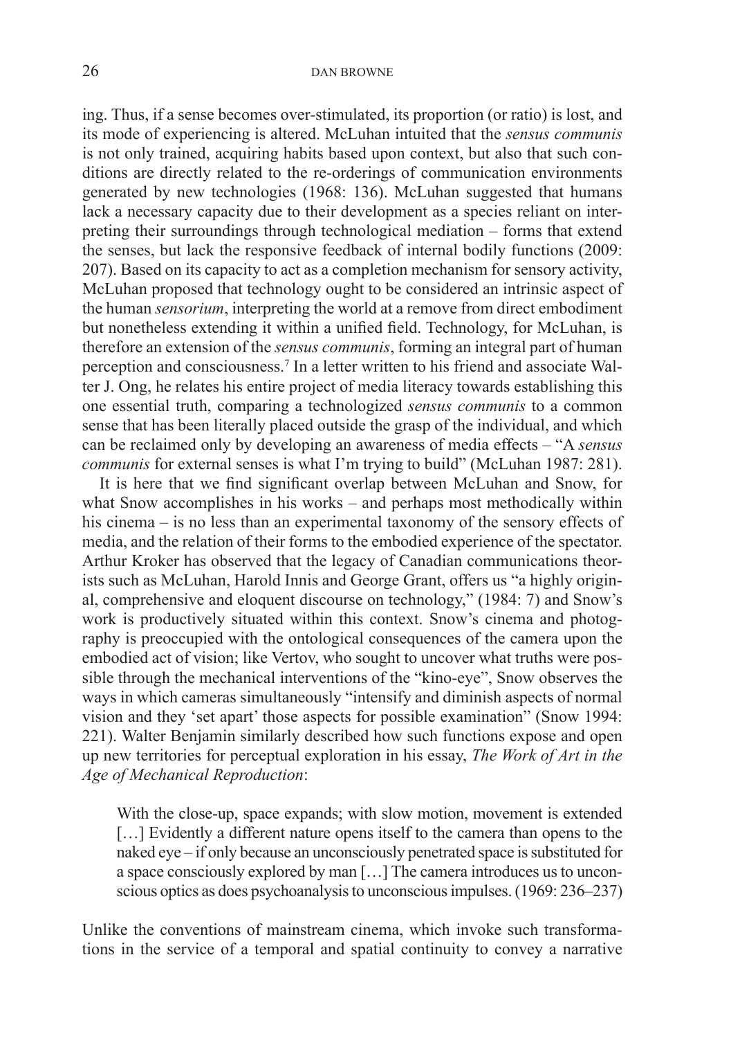ing. Thus, if a sense becomes over-stimulated, its proportion (or ratio) is lost, and its mode of experiencing is altered. McLuhan intuited that the *sensus communis* is not only trained, acquiring habits based upon context, but also that such conditions are directly related to the re-orderings of communication environments generated by new technologies (1968: 136). McLuhan suggested that humans lack a necessary capacity due to their development as a species reliant on interpreting their surroundings through technological mediation – forms that extend the senses, but lack the responsive feedback of internal bodily functions (2009: 207). Based on its capacity to act as a completion mechanism for sensory activity, McLuhan proposed that technology ought to be considered an intrinsic aspect of the human *sensorium*, interpreting the world at a remove from direct embodiment but nonetheless extending it within a unified field. Technology, for McLuhan, is therefore an extension of the *sensus communis*, forming an integral part of human perception and consciousness.[7] In a letter written to his friend and associate Walter J. Ong, he relates his entire project of media literacy towards establishing this one essential truth, comparing a technologized *sensus communis* to a common sense that has been literally placed outside the grasp of the individual, and which can be reclaimed only by developing an awareness of media effects – "A *sensus communis* for external senses is what I'm trying to build" (McLuhan 1987: 281).

It is here that we find significant overlap between McLuhan and Snow, for what Snow accomplishes in his works – and perhaps most methodically within his cinema – is no less than an experimental taxonomy of the sensory effects of media, and the relation of their forms to the embodied experience of the spectator. Arthur Kroker has observed that the legacy of Canadian communications theorists such as McLuhan, Harold Innis and George Grant, offers us "a highly original, comprehensive and eloquent discourse on technology," (1984: 7) and Snow's work is productively situated within this context. Snow's cinema and photography is preoccupied with the ontological consequences of the camera upon the embodied act of vision; like Vertov, who sought to uncover what truths were possible through the mechanical interventions of the "kino-eye", Snow observes the ways in which cameras simultaneously "intensify and diminish aspects of normal vision and they 'set apart' those aspects for possible examination" (Snow 1994: 221). Walter Benjamin similarly described how such functions expose and open up new territories for perceptual exploration in his essay, *The Work of Art in the Age of Mechanical Reproduction*:

> With the close-up, space expands; with slow motion, movement is extended […] Evidently a different nature opens itself to the camera than opens to the naked eye – if only because an unconsciously penetrated space is substituted for a space consciously explored by man […] The camera introduces us to unconscious optics as does psychoanalysis to unconscious impulses. (1969: 236–237)

Unlike the conventions of mainstream cinema, which invoke such transformations in the service of a temporal and spatial continuity to convey a narrative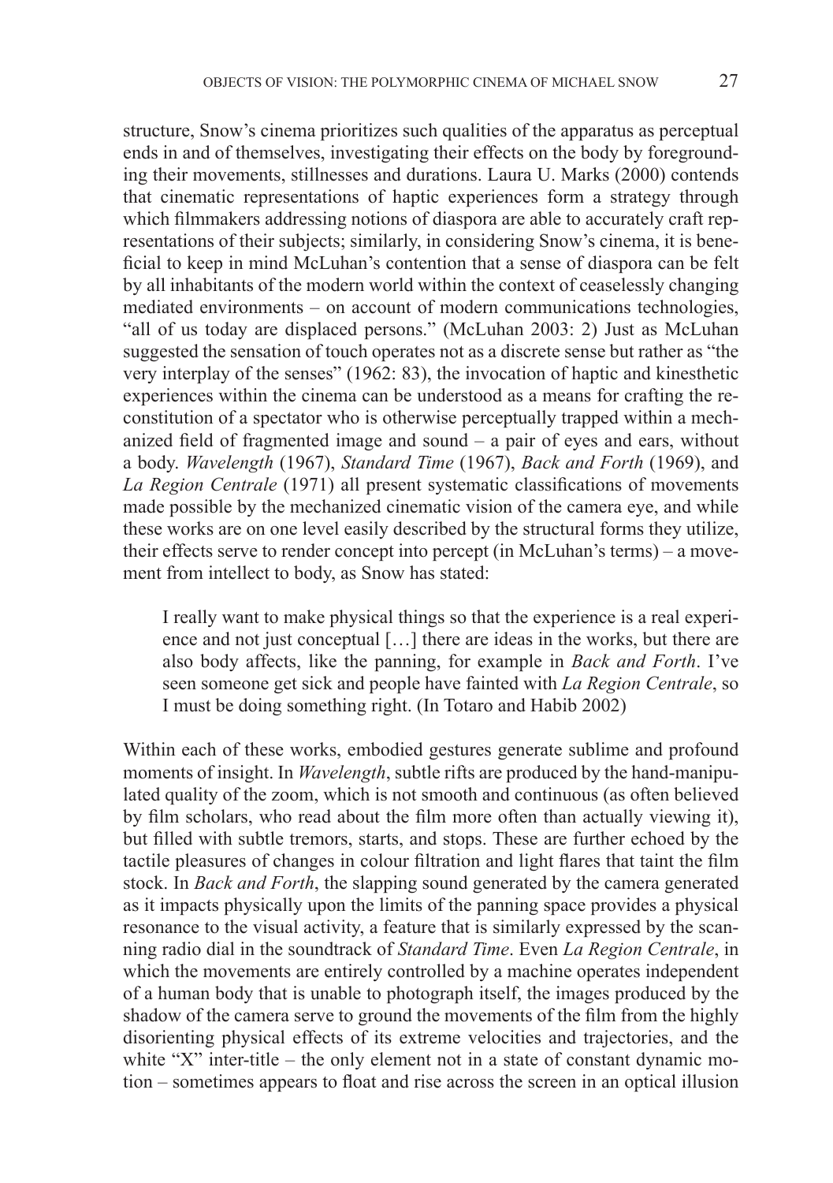structure, Snow's cinema prioritizes such qualities of the apparatus as perceptual ends in and of themselves, investigating their effects on the body by foregrounding their movements, stillnesses and durations. Laura U. Marks (2000) contends that cinematic representations of haptic experiences form a strategy through which filmmakers addressing notions of diaspora are able to accurately craft representations of their subjects; similarly, in considering Snow's cinema, it is beneficial to keep in mind McLuhan's contention that a sense of diaspora can be felt by all inhabitants of the modern world within the context of ceaselessly changing mediated environments – on account of modern communications technologies, "all of us today are displaced persons." (McLuhan 2003: 2) Just as McLuhan suggested the sensation of touch operates not as a discrete sense but rather as "the very interplay of the senses" (1962: 83), the invocation of haptic and kinesthetic experiences within the cinema can be understood as a means for crafting the reconstitution of a spectator who is otherwise perceptually trapped within a mechanized field of fragmented image and sound – a pair of eyes and ears, without a body. *Wavelength* (1967), *Standard Time* (1967), *Back and Forth* (1969), and *La Region Centrale* (1971) all present systematic classifications of movements made possible by the mechanized cinematic vision of the camera eye, and while these works are on one level easily described by the structural forms they utilize, their effects serve to render concept into percept (in McLuhan's terms) – a movement from intellect to body, as Snow has stated:

> I really want to make physical things so that the experience is a real experience and not just conceptual […] there are ideas in the works, but there are also body affects, like the panning, for example in *Back and Forth*. I've seen someone get sick and people have fainted with *La Region Centrale*, so I must be doing something right. (In Totaro and Habib 2002)

Within each of these works, embodied gestures generate sublime and profound moments of insight. In *Wavelength*, subtle rifts are produced by the hand-manipulated quality of the zoom, which is not smooth and continuous (as often believed by film scholars, who read about the film more often than actually viewing it), but filled with subtle tremors, starts, and stops. These are further echoed by the tactile pleasures of changes in colour filtration and light flares that taint the film stock. In *Back and Forth*, the slapping sound generated by the camera generated as it impacts physically upon the limits of the panning space provides a physical resonance to the visual activity, a feature that is similarly expressed by the scanning radio dial in the soundtrack of *Standard Time*. Even *La Region Centrale*, in which the movements are entirely controlled by a machine operates independent of a human body that is unable to photograph itself, the images produced by the shadow of the camera serve to ground the movements of the film from the highly disorienting physical effects of its extreme velocities and trajectories, and the white "X" inter-title – the only element not in a state of constant dynamic motion – sometimes appears to float and rise across the screen in an optical illusion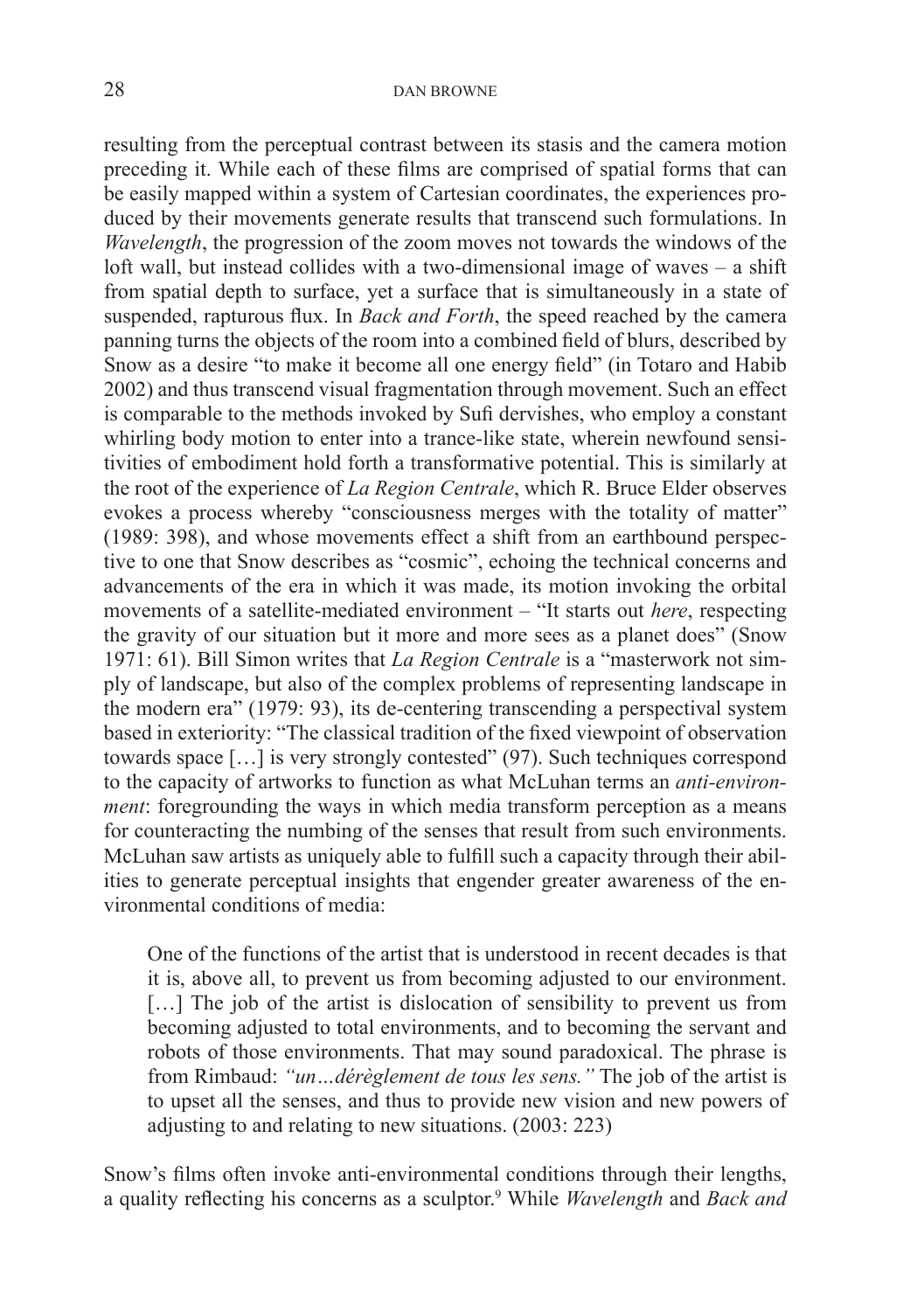resulting from the perceptual contrast between its stasis and the camera motion preceding it. While each of these films are comprised of spatial forms that can be easily mapped within a system of Cartesian coordinates, the experiences produced by their movements generate results that transcend such formulations. In *Wavelength*, the progression of the zoom moves not towards the windows of the loft wall, but instead collides with a two-dimensional image of waves – a shift from spatial depth to surface, yet a surface that is simultaneously in a state of suspended, rapturous flux. In *Back and Forth*, the speed reached by the camera panning turns the objects of the room into a combined field of blurs, described by Snow as a desire "to make it become all one energy field" (in Totaro and Habib 2002) and thus transcend visual fragmentation through movement. Such an effect is comparable to the methods invoked by Sufi dervishes, who employ a constant whirling body motion to enter into a trance-like state, wherein newfound sensitivities of embodiment hold forth a transformative potential. This is similarly at the root of the experience of *La Region Centrale*, which R. Bruce Elder observes evokes a process whereby "consciousness merges with the totality of matter" (1989: 398), and whose movements effect a shift from an earthbound perspective to one that Snow describes as "cosmic", echoing the technical concerns and advancements of the era in which it was made, its motion invoking the orbital movements of a satellite-mediated environment – "It starts out *here*, respecting the gravity of our situation but it more and more sees as a planet does" (Snow 1971: 61). Bill Simon writes that *La Region Centrale* is a "masterwork not simply of landscape, but also of the complex problems of representing landscape in the modern era" (1979: 93), its de-centering transcending a perspectival system based in exteriority: "The classical tradition of the fixed viewpoint of observation towards space […] is very strongly contested" (97). Such techniques correspond to the capacity of artworks to function as what McLuhan terms an *anti-environment*: foregrounding the ways in which media transform perception as a means for counteracting the numbing of the senses that result from such environments. McLuhan saw artists as uniquely able to fulfill such a capacity through their abilities to generate perceptual insights that engender greater awareness of the environmental conditions of media:

> One of the functions of the artist that is understood in recent decades is that it is, above all, to prevent us from becoming adjusted to our environment. […] The job of the artist is dislocation of sensibility to prevent us from becoming adjusted to total environments, and to becoming the servant and robots of those environments. That may sound paradoxical. The phrase is from Rimbaud: *"un…dérèglement de tous les sens."* The job of the artist is to upset all the senses, and thus to provide new vision and new powers of adjusting to and relating to new situations. (2003: 223)

Snow's films often invoke anti-environmental conditions through their lengths, a quality reflecting his concerns as a sculptor.[9] While *Wavelength* and *Back and*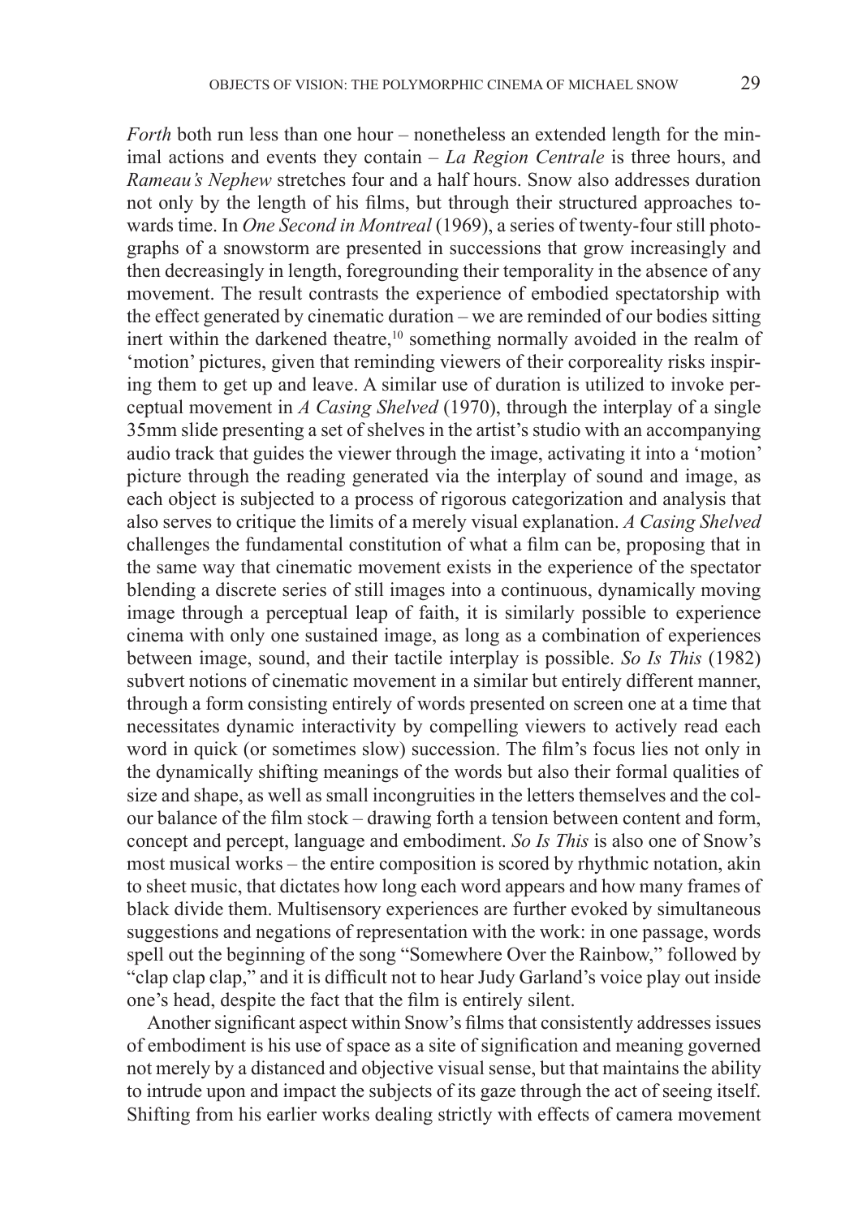*Forth* both run less than one hour – nonetheless an extended length for the minimal actions and events they contain – *La Region Centrale* is three hours, and *Rameau's Nephew* stretches four and a half hours. Snow also addresses duration not only by the length of his films, but through their structured approaches towards time. In *One Second in Montreal* (1969), a series of twenty-four still photographs of a snowstorm are presented in successions that grow increasingly and then decreasingly in length, foregrounding their temporality in the absence of any movement. The result contrasts the experience of embodied spectatorship with the effect generated by cinematic duration – we are reminded of our bodies sitting inert within the darkened theatre,[10] something normally avoided in the realm of 'motion' pictures, given that reminding viewers of their corporeality risks inspiring them to get up and leave. A similar use of duration is utilized to invoke perceptual movement in *A Casing Shelved* (1970), through the interplay of a single 35mm slide presenting a set of shelves in the artist's studio with an accompanying audio track that guides the viewer through the image, activating it into a 'motion' picture through the reading generated via the interplay of sound and image, as each object is subjected to a process of rigorous categorization and analysis that also serves to critique the limits of a merely visual explanation. *A Casing Shelved* challenges the fundamental constitution of what a film can be, proposing that in the same way that cinematic movement exists in the experience of the spectator blending a discrete series of still images into a continuous, dynamically moving image through a perceptual leap of faith, it is similarly possible to experience cinema with only one sustained image, as long as a combination of experiences between image, sound, and their tactile interplay is possible. *So Is This* (1982) subvert notions of cinematic movement in a similar but entirely different manner, through a form consisting entirely of words presented on screen one at a time that necessitates dynamic interactivity by compelling viewers to actively read each word in quick (or sometimes slow) succession. The film's focus lies not only in the dynamically shifting meanings of the words but also their formal qualities of size and shape, as well as small incongruities in the letters themselves and the colour balance of the film stock – drawing forth a tension between content and form, concept and percept, language and embodiment. *So Is This* is also one of Snow's most musical works – the entire composition is scored by rhythmic notation, akin to sheet music, that dictates how long each word appears and how many frames of black divide them. Multisensory experiences are further evoked by simultaneous suggestions and negations of representation with the work: in one passage, words spell out the beginning of the song "Somewhere Over the Rainbow," followed by "clap clap clap," and it is difficult not to hear Judy Garland's voice play out inside one's head, despite the fact that the film is entirely silent.

Another significant aspect within Snow's films that consistently addresses issues of embodiment is his use of space as a site of signification and meaning governed not merely by a distanced and objective visual sense, but that maintains the ability to intrude upon and impact the subjects of its gaze through the act of seeing itself. Shifting from his earlier works dealing strictly with effects of camera movement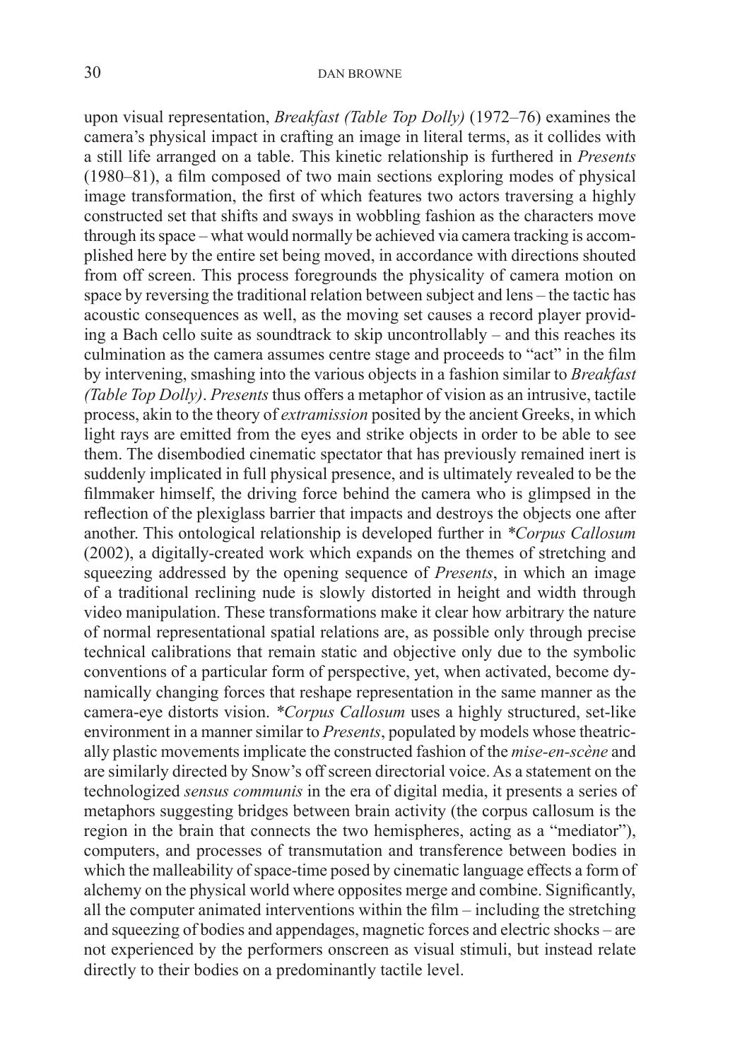upon visual representation, *Breakfast (Table Top Dolly)* (1972–76) examines the camera's physical impact in crafting an image in literal terms, as it collides with a still life arranged on a table. This kinetic relationship is furthered in *Presents* (1980–81), a film composed of two main sections exploring modes of physical image transformation, the first of which features two actors traversing a highly constructed set that shifts and sways in wobbling fashion as the characters move through its space – what would normally be achieved via camera tracking is accomplished here by the entire set being moved, in accordance with directions shouted from off screen. This process foregrounds the physicality of camera motion on space by reversing the traditional relation between subject and lens – the tactic has acoustic consequences as well, as the moving set causes a record player providing a Bach cello suite as soundtrack to skip uncontrollably – and this reaches its culmination as the camera assumes centre stage and proceeds to "act" in the film by intervening, smashing into the various objects in a fashion similar to *Breakfast (Table Top Dolly)*. *Presents* thus offers a metaphor of vision as an intrusive, tactile process, akin to the theory of *extramission* posited by the ancient Greeks, in which light rays are emitted from the eyes and strike objects in order to be able to see them. The disembodied cinematic spectator that has previously remained inert is suddenly implicated in full physical presence, and is ultimately revealed to be the filmmaker himself, the driving force behind the camera who is glimpsed in the reflection of the plexiglass barrier that impacts and destroys the objects one after another. This ontological relationship is developed further in *\*Corpus Callosum* (2002), a digitally-created work which expands on the themes of stretching and squeezing addressed by the opening sequence of *Presents*, in which an image of a traditional reclining nude is slowly distorted in height and width through video manipulation. These transformations make it clear how arbitrary the nature of normal representational spatial relations are, as possible only through precise technical calibrations that remain static and objective only due to the symbolic conventions of a particular form of perspective, yet, when activated, become dynamically changing forces that reshape representation in the same manner as the camera-eye distorts vision. *\*Corpus Callosum* uses a highly structured, set-like environment in a manner similar to *Presents*, populated by models whose theatrically plastic movements implicate the constructed fashion of the *mise-en-scène* and are similarly directed by Snow's off screen directorial voice. As a statement on the technologized *sensus communis* in the era of digital media, it presents a series of metaphors suggesting bridges between brain activity (the corpus callosum is the region in the brain that connects the two hemispheres, acting as a "mediator"), computers, and processes of transmutation and transference between bodies in which the malleability of space-time posed by cinematic language effects a form of alchemy on the physical world where opposites merge and combine. Significantly, all the computer animated interventions within the film – including the stretching and squeezing of bodies and appendages, magnetic forces and electric shocks – are not experienced by the performers onscreen as visual stimuli, but instead relate directly to their bodies on a predominantly tactile level.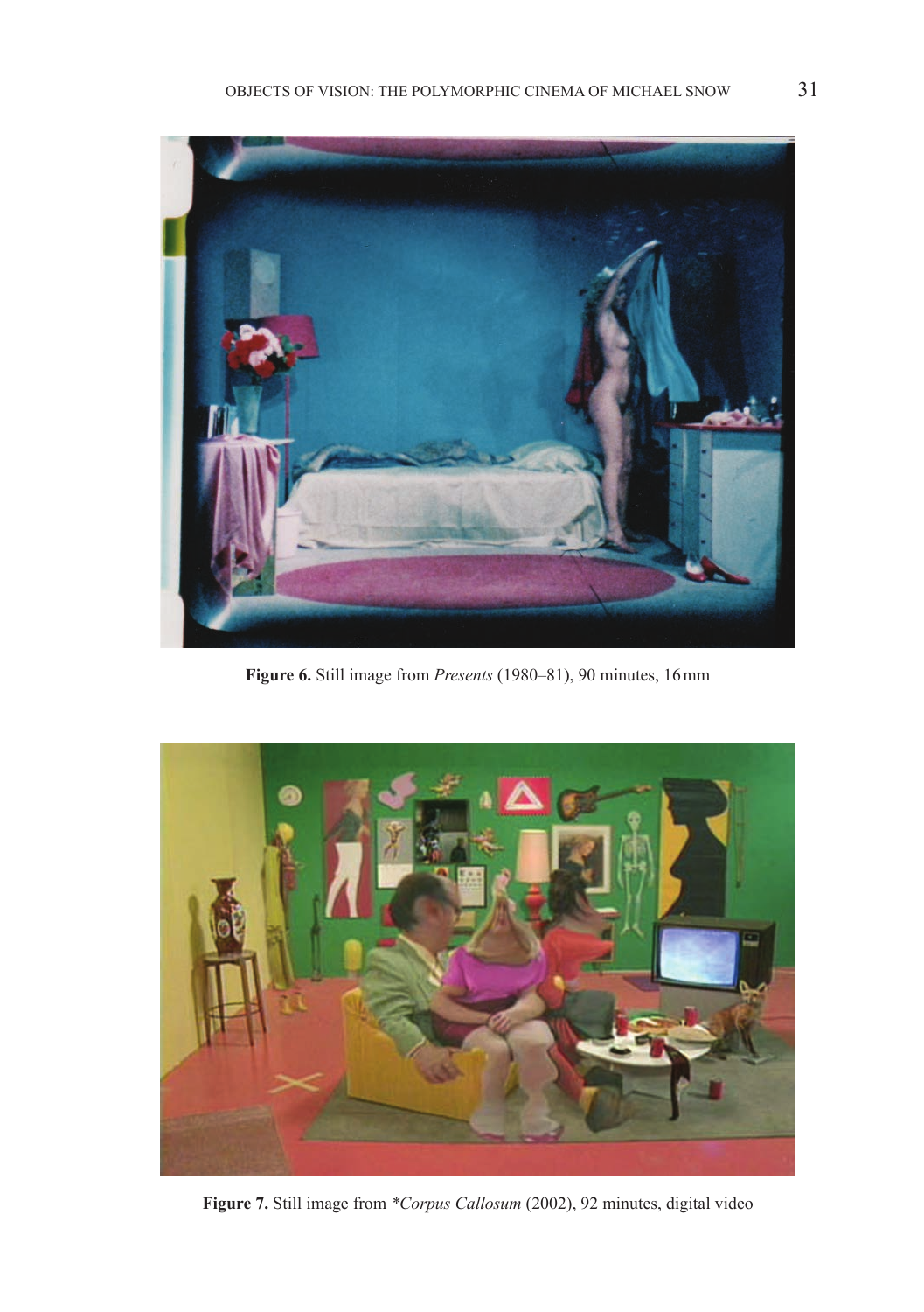**Figure 6.** Still image from *Presents* (1980–81), 90 minutes, 16 mm

**Figure 7.** Still image from *\*Corpus Callosum* (2002), 92 minutes, digital video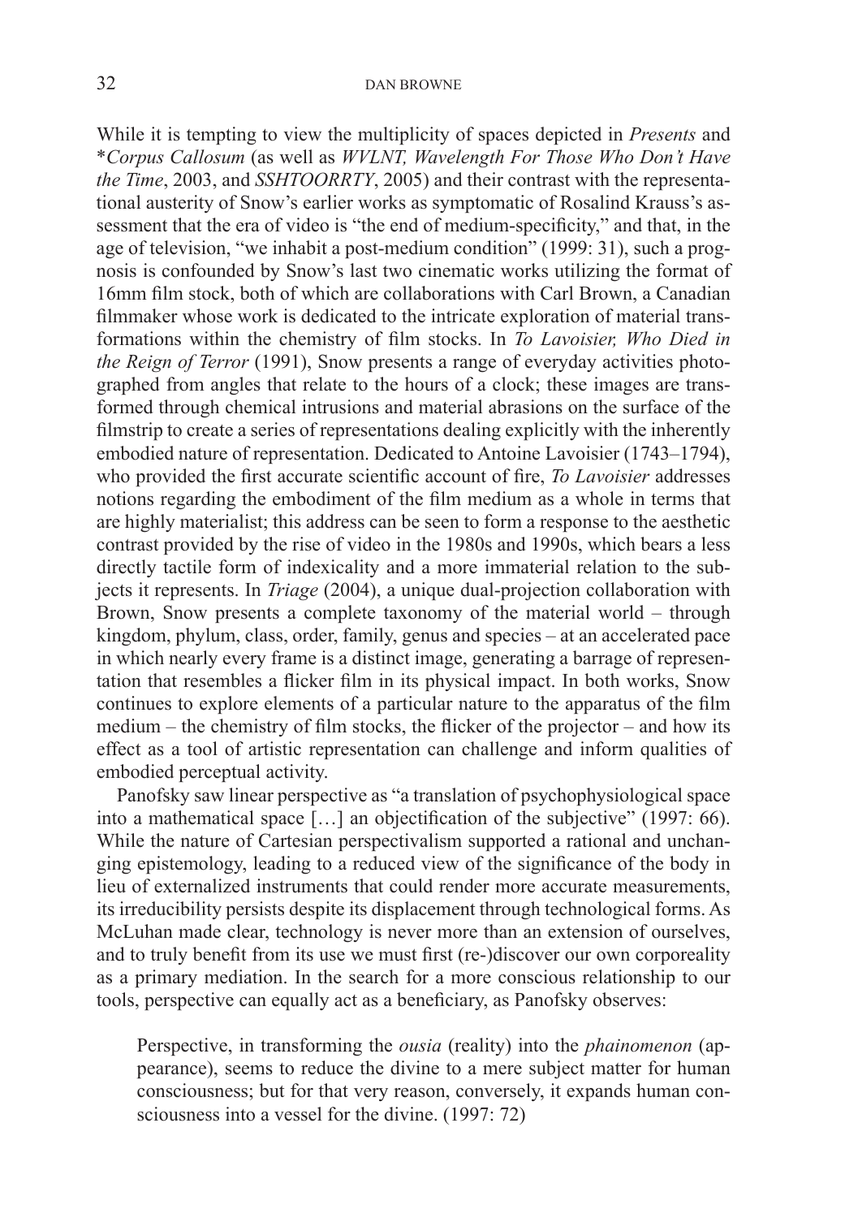While it is tempting to view the multiplicity of spaces depicted in *Presents* and **Corpus Callosum* (as well as *WVLNT, Wavelength For Those Who Don't Have the Time*, 2003, and *SSHTOORRTY*, 2005) and their contrast with the representational austerity of Snow's earlier works as symptomatic of Rosalind Krauss's assessment that the era of video is "the end of medium-specificity," and that, in the age of television, "we inhabit a post-medium condition" (1999: 31), such a prognosis is confounded by Snow's last two cinematic works utilizing the format of 16mm film stock, both of which are collaborations with Carl Brown, a Canadian filmmaker whose work is dedicated to the intricate exploration of material transformations within the chemistry of film stocks. In *To Lavoisier, Who Died in the Reign of Terror* (1991), Snow presents a range of everyday activities photographed from angles that relate to the hours of a clock; these images are transformed through chemical intrusions and material abrasions on the surface of the filmstrip to create a series of representations dealing explicitly with the inherently embodied nature of representation. Dedicated to Antoine Lavoisier (1743–1794), who provided the first accurate scientific account of fire, *To Lavoisier* addresses notions regarding the embodiment of the film medium as a whole in terms that are highly materialist; this address can be seen to form a response to the aesthetic contrast provided by the rise of video in the 1980s and 1990s, which bears a less directly tactile form of indexicality and a more immaterial relation to the subjects it represents. In *Triage* (2004), a unique dual-projection collaboration with Brown, Snow presents a complete taxonomy of the material world – through kingdom, phylum, class, order, family, genus and species – at an accelerated pace in which nearly every frame is a distinct image, generating a barrage of representation that resembles a flicker film in its physical impact. In both works, Snow continues to explore elements of a particular nature to the apparatus of the film medium – the chemistry of film stocks, the flicker of the projector – and how its effect as a tool of artistic representation can challenge and inform qualities of embodied perceptual activity.

Panofsky saw linear perspective as "a translation of psychophysiological space into a mathematical space […] an objectification of the subjective" (1997: 66). While the nature of Cartesian perspectivalism supported a rational and unchanging epistemology, leading to a reduced view of the significance of the body in lieu of externalized instruments that could render more accurate measurements, its irreducibility persists despite its displacement through technological forms. As McLuhan made clear, technology is never more than an extension of ourselves, and to truly benefit from its use we must first (re-)discover our own corporeality as a primary mediation. In the search for a more conscious relationship to our tools, perspective can equally act as a beneficiary, as Panofsky observes:

> Perspective, in transforming the *ousia* (reality) into the *phainomenon* (appearance), seems to reduce the divine to a mere subject matter for human consciousness; but for that very reason, conversely, it expands human consciousness into a vessel for the divine. (1997: 72)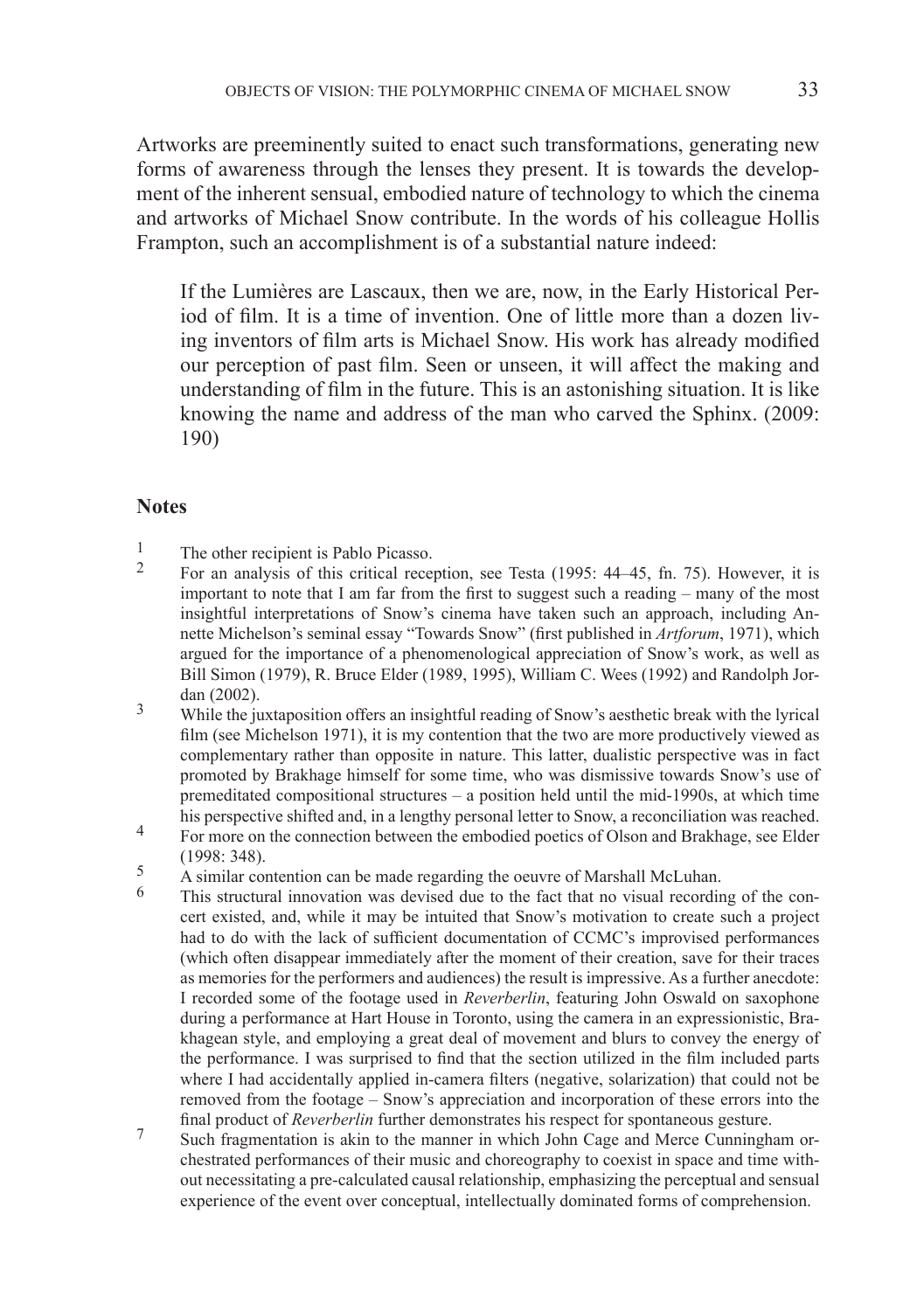Artworks are preeminently suited to enact such transformations, generating new forms of awareness through the lenses they present. It is towards the development of the inherent sensual, embodied nature of technology to which the cinema and artworks of Michael Snow contribute. In the words of his colleague Hollis Frampton, such an accomplishment is of a substantial nature indeed:

> If the Lumières are Lascaux, then we are, now, in the Early Historical Period of film. It is a time of invention. One of little more than a dozen living inventors of film arts is Michael Snow. His work has already modified our perception of past film. Seen or unseen, it will affect the making and understanding of film in the future. This is an astonishing situation. It is like knowing the name and address of the man who carved the Sphinx. (2009: 190)

## Notes

1. The other recipient is Pablo Picasso.
2. For an analysis of this critical reception, see Testa (1995: 44–45, fn. 75). However, it is important to note that I am far from the first to suggest such a reading – many of the most insightful interpretations of Snow's cinema have taken such an approach, including Annette Michelson's seminal essay "Towards Snow" (first published in *Artforum*, 1971), which argued for the importance of a phenomenological appreciation of Snow's work, as well as Bill Simon (1979), R. Bruce Elder (1989, 1995), William C. Wees (1992) and Randolph Jordan (2002).
3. While the juxtaposition offers an insightful reading of Snow's aesthetic break with the lyrical film (see Michelson 1971), it is my contention that the two are more productively viewed as complementary rather than opposite in nature. This latter, dualistic perspective was in fact promoted by Brakhage himself for some time, who was dismissive towards Snow's use of premeditated compositional structures – a position held until the mid-1990s, at which time his perspective shifted and, in a lengthy personal letter to Snow, a reconciliation was reached.
4. For more on the connection between the embodied poetics of Olson and Brakhage, see Elder (1998: 348).
5. A similar contention can be made regarding the oeuvre of Marshall McLuhan.
6. This structural innovation was devised due to the fact that no visual recording of the concert existed, and, while it may be intuited that Snow's motivation to create such a project had to do with the lack of sufficient documentation of CCMC's improvised performances (which often disappear immediately after the moment of their creation, save for their traces as memories for the performers and audiences) the result is impressive. As a further anecdote: I recorded some of the footage used in *Reverberlin*, featuring John Oswald on saxophone during a performance at Hart House in Toronto, using the camera in an expressionistic, Brakhagean style, and employing a great deal of movement and blurs to convey the energy of the performance. I was surprised to find that the section utilized in the film included parts where I had accidentally applied in-camera filters (negative, solarization) that could not be removed from the footage – Snow's appreciation and incorporation of these errors into the final product of *Reverberlin* further demonstrates his respect for spontaneous gesture.
7. Such fragmentation is akin to the manner in which John Cage and Merce Cunningham orchestrated performances of their music and choreography to coexist in space and time without necessitating a pre-calculated causal relationship, emphasizing the perceptual and sensual experience of the event over conceptual, intellectually dominated forms of comprehension.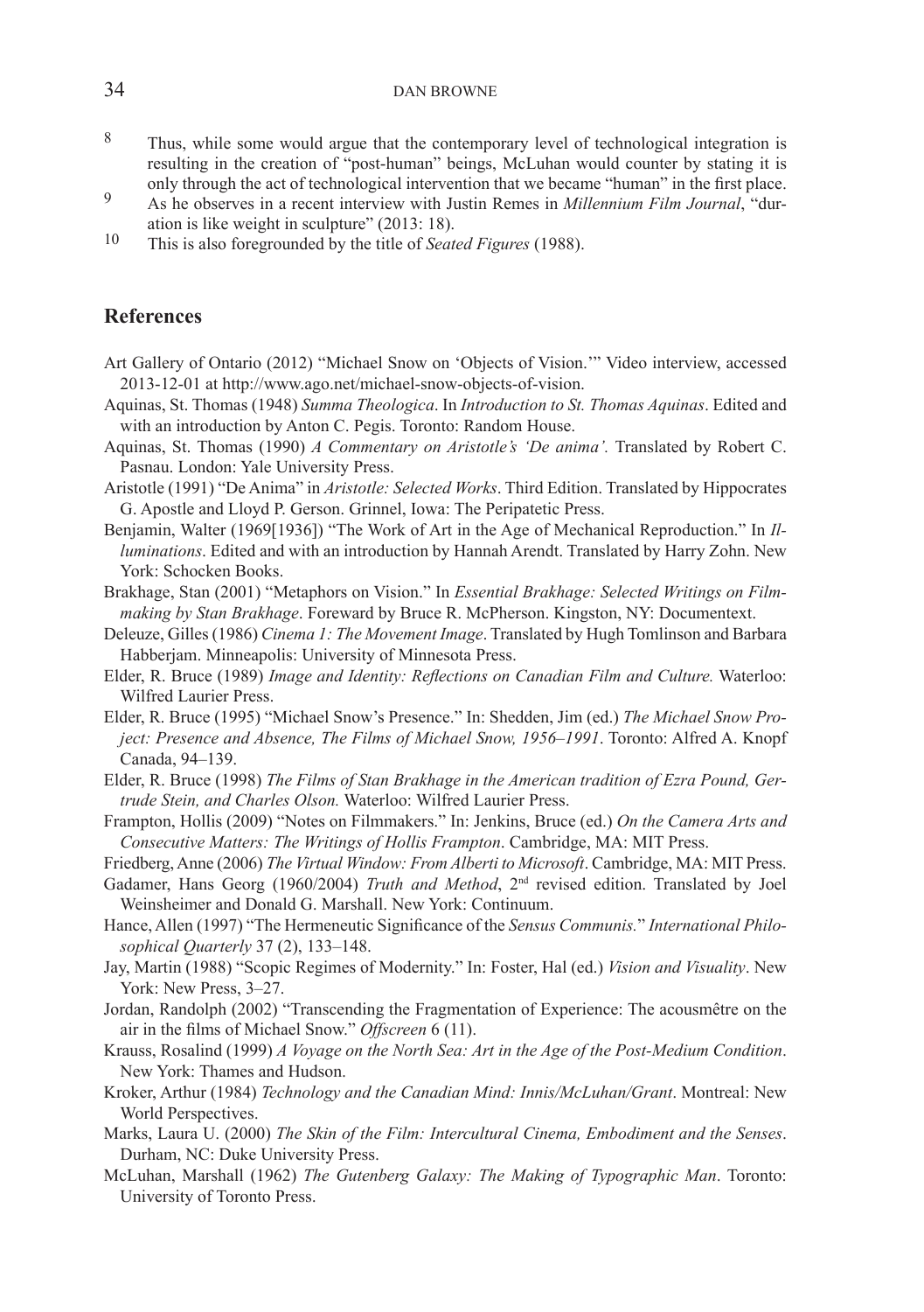8 Thus, while some would argue that the contemporary level of technological integration is resulting in the creation of "post-human" beings, McLuhan would counter by stating it is only through the act of technological intervention that we became "human" in the first place.

9 As he observes in a recent interview with Justin Remes in *Millennium Film Journal*, "duration is like weight in sculpture" (2013: 18).

10 This is also foregrounded by the title of *Seated Figures* (1988).

## References

Art Gallery of Ontario (2012) "Michael Snow on 'Objects of Vision.'" Video interview, accessed 2013-12-01 at http://www.ago.net/michael-snow-objects-of-vision.

Aquinas, St. Thomas (1948) *Summa Theologica*. In *Introduction to St. Thomas Aquinas*. Edited and with an introduction by Anton C. Pegis. Toronto: Random House.

Aquinas, St. Thomas (1990) *A Commentary on Aristotle's 'De anima'.* Translated by Robert C. Pasnau. London: Yale University Press.

Aristotle (1991) "De Anima" in *Aristotle: Selected Works*. Third Edition. Translated by Hippocrates G. Apostle and Lloyd P. Gerson. Grinnel, Iowa: The Peripatetic Press.

Benjamin, Walter (1969[1936]) "The Work of Art in the Age of Mechanical Reproduction." In *Illuminations*. Edited and with an introduction by Hannah Arendt. Translated by Harry Zohn. New York: Schocken Books.

Brakhage, Stan (2001) "Metaphors on Vision." In *Essential Brakhage: Selected Writings on Filmmaking by Stan Brakhage*. Foreward by Bruce R. McPherson. Kingston, NY: Documentext.

Deleuze, Gilles (1986) *Cinema 1: The Movement Image*. Translated by Hugh Tomlinson and Barbara Habberjam. Minneapolis: University of Minnesota Press.

Elder, R. Bruce (1989) *Image and Identity: Reflections on Canadian Film and Culture.* Waterloo: Wilfred Laurier Press.

Elder, R. Bruce (1995) "Michael Snow's Presence." In: Shedden, Jim (ed.) *The Michael Snow Project: Presence and Absence, The Films of Michael Snow, 1956–1991*. Toronto: Alfred A. Knopf Canada, 94–139.

Elder, R. Bruce (1998) *The Films of Stan Brakhage in the American tradition of Ezra Pound, Gertrude Stein, and Charles Olson.* Waterloo: Wilfred Laurier Press.

Frampton, Hollis (2009) "Notes on Filmmakers." In: Jenkins, Bruce (ed.) *On the Camera Arts and Consecutive Matters: The Writings of Hollis Frampton*. Cambridge, MA: MIT Press.

Friedberg, Anne (2006) *The Virtual Window: From Alberti to Microsoft*. Cambridge, MA: MIT Press.

Gadamer, Hans Georg (1960/2004) *Truth and Method*, 2nd revised edition. Translated by Joel Weinsheimer and Donald G. Marshall. New York: Continuum.

Hance, Allen (1997) "The Hermeneutic Significance of the *Sensus Communis.*" *International Philosophical Quarterly* 37 (2), 133–148.

Jay, Martin (1988) "Scopic Regimes of Modernity." In: Foster, Hal (ed.) *Vision and Visuality*. New York: New Press, 3–27.

Jordan, Randolph (2002) "Transcending the Fragmentation of Experience: The acousmêtre on the air in the films of Michael Snow." *Offscreen* 6 (11).

Krauss, Rosalind (1999) *A Voyage on the North Sea: Art in the Age of the Post-Medium Condition*. New York: Thames and Hudson.

Kroker, Arthur (1984) *Technology and the Canadian Mind: Innis/McLuhan/Grant*. Montreal: New World Perspectives.

Marks, Laura U. (2000) *The Skin of the Film: Intercultural Cinema, Embodiment and the Senses*. Durham, NC: Duke University Press.

McLuhan, Marshall (1962) *The Gutenberg Galaxy: The Making of Typographic Man*. Toronto: University of Toronto Press.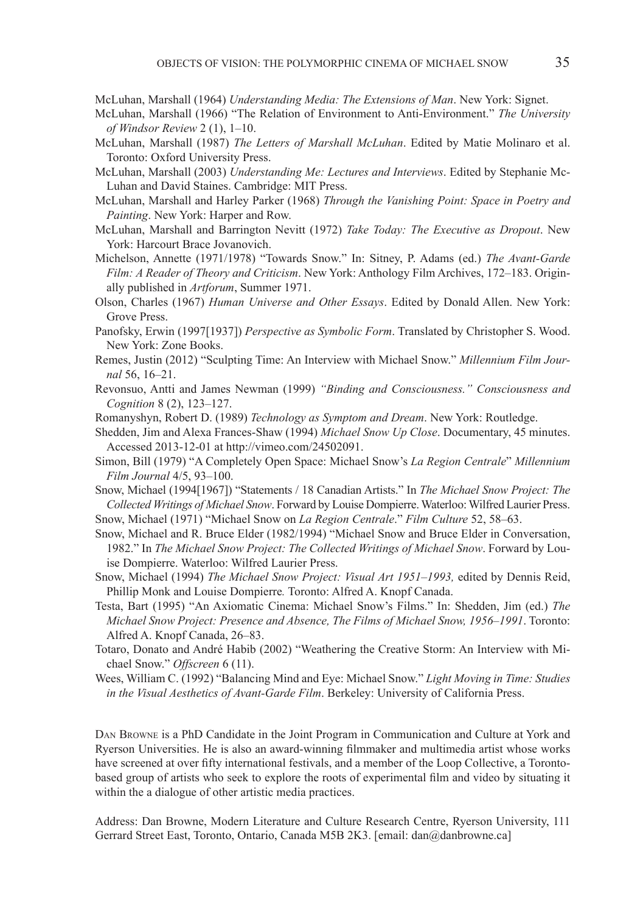McLuhan, Marshall (1964) *Understanding Media: The Extensions of Man*. New York: Signet.

McLuhan, Marshall (1966) "The Relation of Environment to Anti-Environment." *The University of Windsor Review* 2 (1), 1–10.

McLuhan, Marshall (1987) *The Letters of Marshall McLuhan*. Edited by Matie Molinaro et al. Toronto: Oxford University Press.

McLuhan, Marshall (2003) *Understanding Me: Lectures and Interviews*. Edited by Stephanie McLuhan and David Staines. Cambridge: MIT Press.

McLuhan, Marshall and Harley Parker (1968) *Through the Vanishing Point: Space in Poetry and Painting*. New York: Harper and Row.

McLuhan, Marshall and Barrington Nevitt (1972) *Take Today: The Executive as Dropout*. New York: Harcourt Brace Jovanovich.

Michelson, Annette (1971/1978) "Towards Snow." In: Sitney, P. Adams (ed.) *The Avant-Garde Film: A Reader of Theory and Criticism*. New York: Anthology Film Archives, 172–183. Originally published in *Artforum*, Summer 1971.

Olson, Charles (1967) *Human Universe and Other Essays*. Edited by Donald Allen. New York: Grove Press.

Panofsky, Erwin (1997[1937]) *Perspective as Symbolic Form*. Translated by Christopher S. Wood. New York: Zone Books.

Remes, Justin (2012) "Sculpting Time: An Interview with Michael Snow." *Millennium Film Journal* 56, 16–21.

Revonsuo, Antti and James Newman (1999) *"Binding and Consciousness." Consciousness and Cognition* 8 (2), 123–127.

Romanyshyn, Robert D. (1989) *Technology as Symptom and Dream*. New York: Routledge.

Shedden, Jim and Alexa Frances-Shaw (1994) *Michael Snow Up Close*. Documentary, 45 minutes. Accessed 2013-12-01 at http://vimeo.com/24502091.

Simon, Bill (1979) "A Completely Open Space: Michael Snow's *La Region Centrale*" *Millennium Film Journal* 4/5, 93–100.

Snow, Michael (1994[1967]) "Statements / 18 Canadian Artists." In *The Michael Snow Project: The Collected Writings of Michael Snow*. Forward by Louise Dompierre. Waterloo: Wilfred Laurier Press.

Snow, Michael (1971) "Michael Snow on *La Region Centrale*." *Film Culture* 52, 58–63.

Snow, Michael and R. Bruce Elder (1982/1994) "Michael Snow and Bruce Elder in Conversation, 1982." In *The Michael Snow Project: The Collected Writings of Michael Snow*. Forward by Louise Dompierre. Waterloo: Wilfred Laurier Press.

Snow, Michael (1994) *The Michael Snow Project: Visual Art 1951–1993,* edited by Dennis Reid, Phillip Monk and Louise Dompierre*.* Toronto: Alfred A. Knopf Canada.

Testa, Bart (1995) "An Axiomatic Cinema: Michael Snow's Films." In: Shedden, Jim (ed.) *The Michael Snow Project: Presence and Absence, The Films of Michael Snow, 1956–1991*. Toronto: Alfred A. Knopf Canada, 26–83.

Totaro, Donato and André Habib (2002) "Weathering the Creative Storm: An Interview with Michael Snow." *Offscreen* 6 (11).

Wees, William C. (1992) "Balancing Mind and Eye: Michael Snow." *Light Moving in Time: Studies in the Visual Aesthetics of Avant-Garde Film*. Berkeley: University of California Press.

Dan Browne is a PhD Candidate in the Joint Program in Communication and Culture at York and Ryerson Universities. He is also an award-winning filmmaker and multimedia artist whose works have screened at over fifty international festivals, and a member of the Loop Collective, a Toronto-based group of artists who seek to explore the roots of experimental film and video by situating it within the a dialogue of other artistic media practices.

Address: Dan Browne, Modern Literature and Culture Research Centre, Ryerson University, 111 Gerrard Street East, Toronto, Ontario, Canada M5B 2K3. [email: dan@danbrowne.ca]